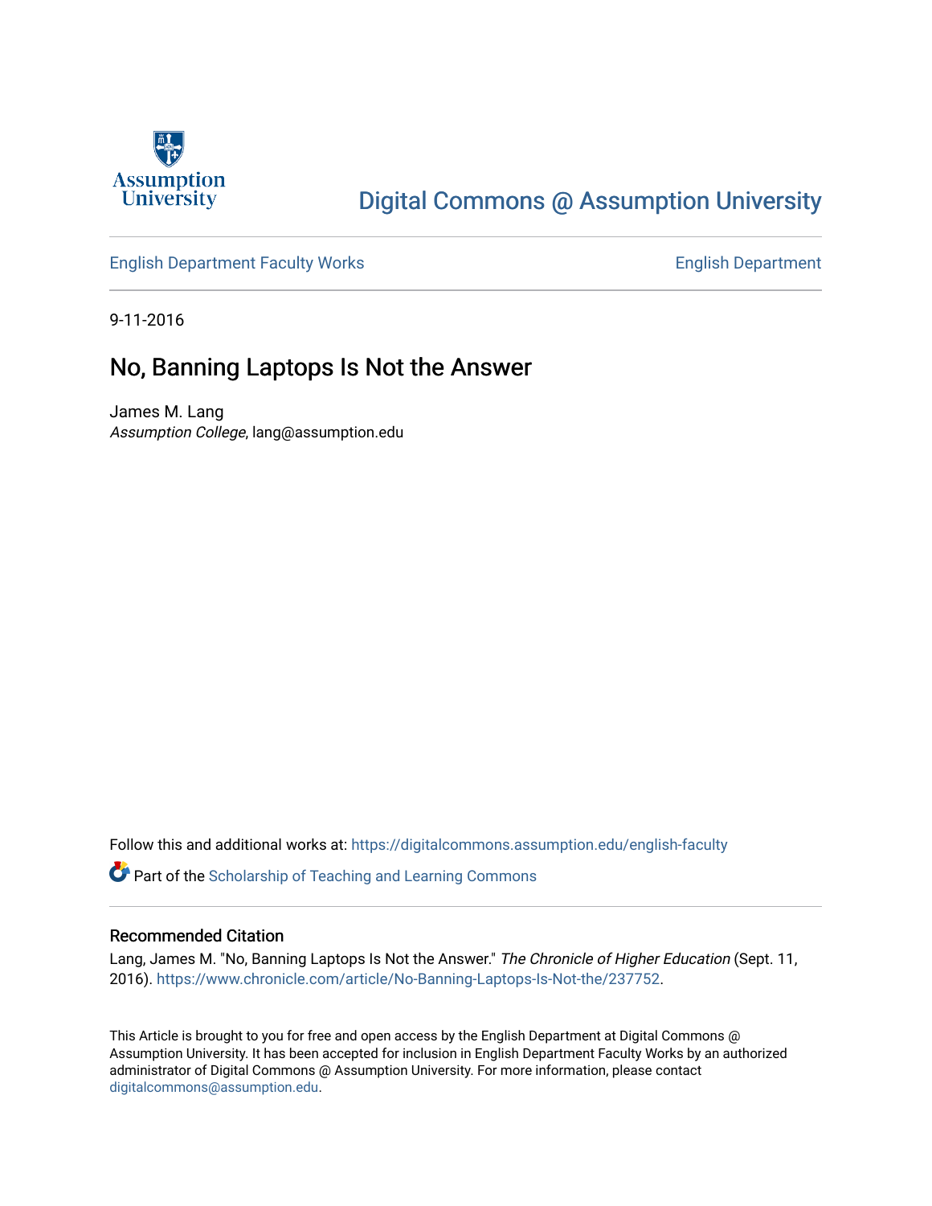Digital Commons @ Assumption University

English Department Faculty Works

English Department

9-11-2016

# No, Banning Laptops Is Not the Answer

James M. Lang
*Assumption College*, lang@assumption.edu

Follow this and additional works at: https://digitalcommons.assumption.edu/english-faculty

Part of the Scholarship of Teaching and Learning Commons

## Recommended Citation

Lang, James M. "No, Banning Laptops Is Not the Answer." *The Chronicle of Higher Education* (Sept. 11, 2016). https://www.chronicle.com/article/No-Banning-Laptops-Is-Not-the/237752.

This Article is brought to you for free and open access by the English Department at Digital Commons @ Assumption University. It has been accepted for inclusion in English Department Faculty Works by an authorized administrator of Digital Commons @ Assumption University. For more information, please contact digitalcommons@assumption.edu.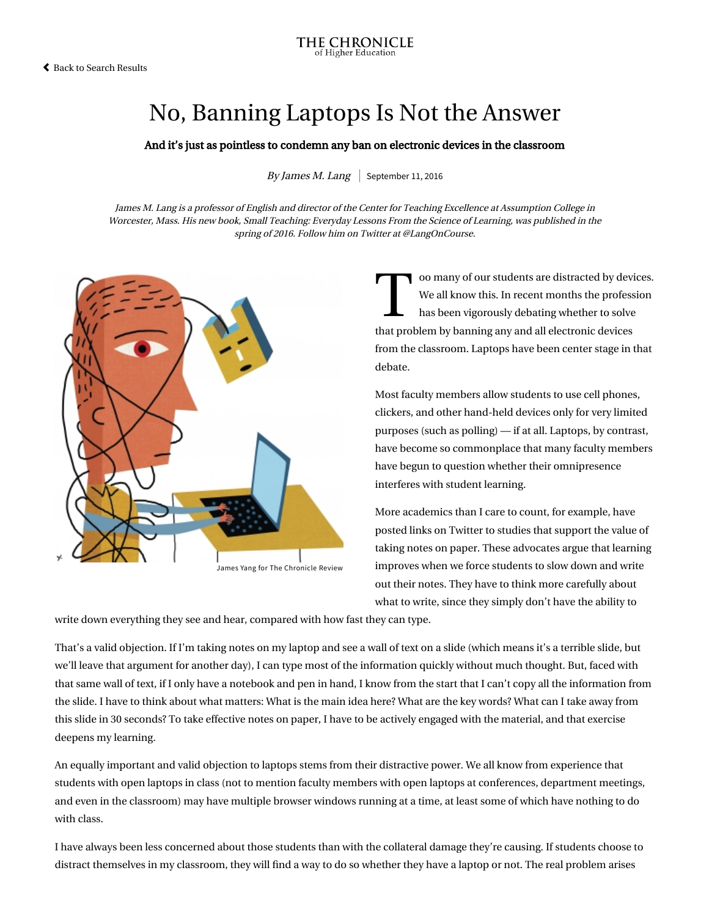# No, Banning Laptops Is Not the Answer

**And it's just as pointless to condemn any ban on electronic devices in the classroom**

*By James M. Lang* | September 11, 2016

*James M. Lang is a professor of English and director of the Center for Teaching Excellence at Assumption College in Worcester, Mass. His new book, Small Teaching: Everyday Lessons From the Science of Learning, was published in the spring of 2016. Follow him on Twitter at @LangOnCourse.*

James Yang for The Chronicle Review

Too many of our students are distracted by devices. We all know this. In recent months the profession has been vigorously debating whether to solve that problem by banning any and all electronic devices from the classroom. Laptops have been center stage in that debate.

Most faculty members allow students to use cell phones, clickers, and other hand-held devices only for very limited purposes (such as polling) — if at all. Laptops, by contrast, have become so commonplace that many faculty members have begun to question whether their omnipresence interferes with student learning.

More academics than I care to count, for example, have posted links on Twitter to studies that support the value of taking notes on paper. These advocates argue that learning improves when we force students to slow down and write out their notes. They have to think more carefully about what to write, since they simply don't have the ability to write down everything they see and hear, compared with how fast they can type.

That's a valid objection. If I'm taking notes on my laptop and see a wall of text on a slide (which means it's a terrible slide, but we'll leave that argument for another day), I can type most of the information quickly without much thought. But, faced with that same wall of text, if I only have a notebook and pen in hand, I know from the start that I can't copy all the information from the slide. I have to think about what matters: What is the main idea here? What are the key words? What can I take away from this slide in 30 seconds? To take effective notes on paper, I have to be actively engaged with the material, and that exercise deepens my learning.

An equally important and valid objection to laptops stems from their distractive power. We all know from experience that students with open laptops in class (not to mention faculty members with open laptops at conferences, department meetings, and even in the classroom) may have multiple browser windows running at a time, at least some of which have nothing to do with class.

I have always been less concerned about those students than with the collateral damage they're causing. If students choose to distract themselves in my classroom, they will find a way to do so whether they have a laptop or not. The real problem arises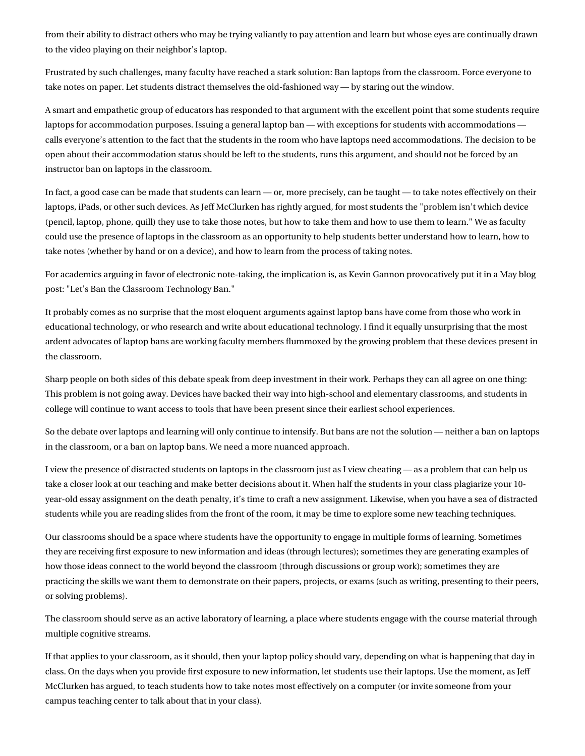from their ability to distract others who may be trying valiantly to pay attention and learn but whose eyes are continually drawn to the video playing on their neighbor's laptop.

Frustrated by such challenges, many faculty have reached a stark solution: Ban laptops from the classroom. Force everyone to take notes on paper. Let students distract themselves the old-fashioned way — by staring out the window.

A smart and empathetic group of educators has responded to that argument with the excellent point that some students require laptops for accommodation purposes. Issuing a general laptop ban — with exceptions for students with accommodations — calls everyone's attention to the fact that the students in the room who have laptops need accommodations. The decision to be open about their accommodation status should be left to the students, runs this argument, and should not be forced by an instructor ban on laptops in the classroom.

In fact, a good case can be made that students can learn — or, more precisely, can be taught — to take notes effectively on their laptops, iPads, or other such devices. As Jeff McClurken has rightly argued, for most students the "problem isn't which device (pencil, laptop, phone, quill) they use to take those notes, but how to take them and how to use them to learn." We as faculty could use the presence of laptops in the classroom as an opportunity to help students better understand how to learn, how to take notes (whether by hand or on a device), and how to learn from the process of taking notes.

For academics arguing in favor of electronic note-taking, the implication is, as Kevin Gannon provocatively put it in a May blog post: "Let's Ban the Classroom Technology Ban."

It probably comes as no surprise that the most eloquent arguments against laptop bans have come from those who work in educational technology, or who research and write about educational technology. I find it equally unsurprising that the most ardent advocates of laptop bans are working faculty members flummoxed by the growing problem that these devices present in the classroom.

Sharp people on both sides of this debate speak from deep investment in their work. Perhaps they can all agree on one thing: This problem is not going away. Devices have backed their way into high-school and elementary classrooms, and students in college will continue to want access to tools that have been present since their earliest school experiences.

So the debate over laptops and learning will only continue to intensify. But bans are not the solution — neither a ban on laptops in the classroom, or a ban on laptop bans. We need a more nuanced approach.

I view the presence of distracted students on laptops in the classroom just as I view cheating — as a problem that can help us take a closer look at our teaching and make better decisions about it. When half the students in your class plagiarize your 10-year-old essay assignment on the death penalty, it's time to craft a new assignment. Likewise, when you have a sea of distracted students while you are reading slides from the front of the room, it may be time to explore some new teaching techniques.

Our classrooms should be a space where students have the opportunity to engage in multiple forms of learning. Sometimes they are receiving first exposure to new information and ideas (through lectures); sometimes they are generating examples of how those ideas connect to the world beyond the classroom (through discussions or group work); sometimes they are practicing the skills we want them to demonstrate on their papers, projects, or exams (such as writing, presenting to their peers, or solving problems).

The classroom should serve as an active laboratory of learning, a place where students engage with the course material through multiple cognitive streams.

If that applies to your classroom, as it should, then your laptop policy should vary, depending on what is happening that day in class. On the days when you provide first exposure to new information, let students use their laptops. Use the moment, as Jeff McClurken has argued, to teach students how to take notes most effectively on a computer (or invite someone from your campus teaching center to talk about that in your class).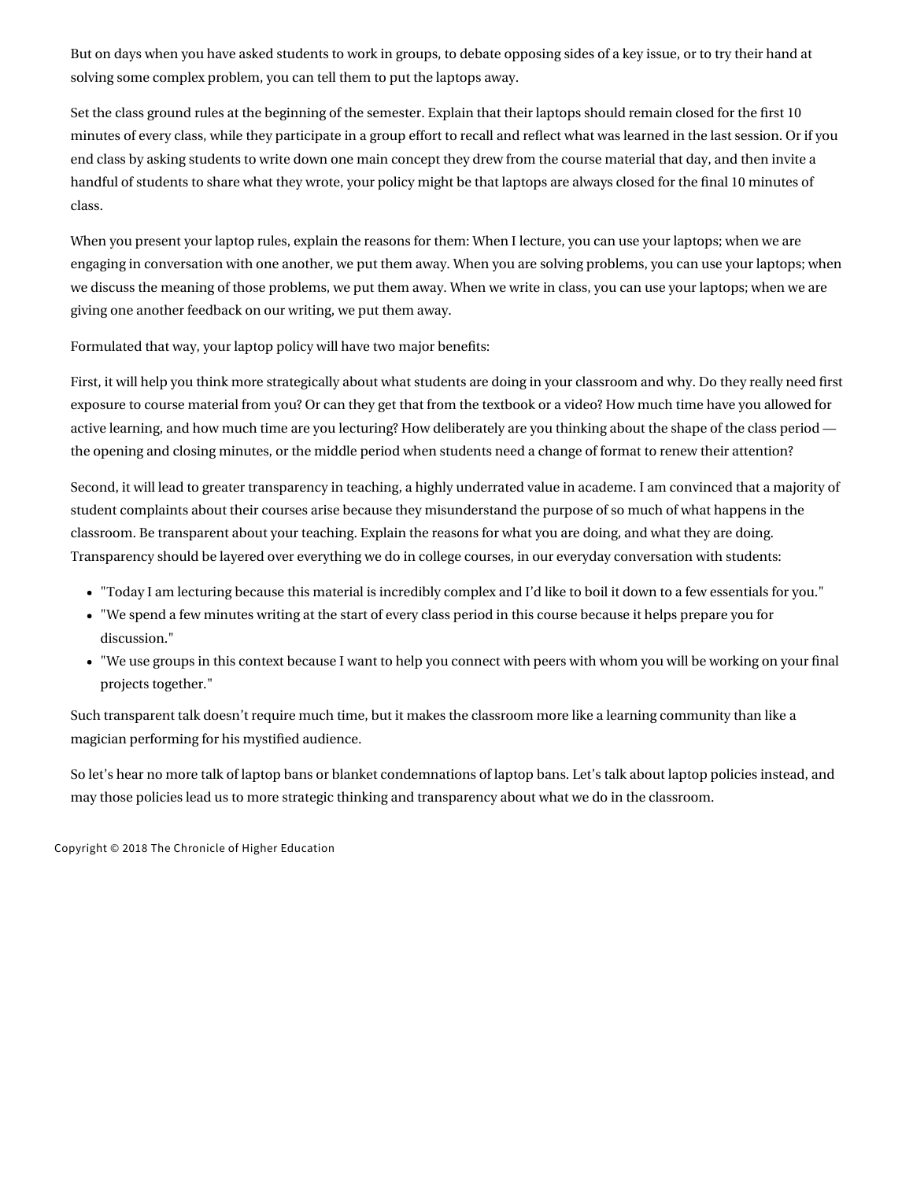But on days when you have asked students to work in groups, to debate opposing sides of a key issue, or to try their hand at solving some complex problem, you can tell them to put the laptops away.

Set the class ground rules at the beginning of the semester. Explain that their laptops should remain closed for the first 10 minutes of every class, while they participate in a group effort to recall and reflect what was learned in the last session. Or if you end class by asking students to write down one main concept they drew from the course material that day, and then invite a handful of students to share what they wrote, your policy might be that laptops are always closed for the final 10 minutes of class.

When you present your laptop rules, explain the reasons for them: When I lecture, you can use your laptops; when we are engaging in conversation with one another, we put them away. When you are solving problems, you can use your laptops; when we discuss the meaning of those problems, we put them away. When we write in class, you can use your laptops; when we are giving one another feedback on our writing, we put them away.

Formulated that way, your laptop policy will have two major benefits:

First, it will help you think more strategically about what students are doing in your classroom and why. Do they really need first exposure to course material from you? Or can they get that from the textbook or a video? How much time have you allowed for active learning, and how much time are you lecturing? How deliberately are you thinking about the shape of the class period — the opening and closing minutes, or the middle period when students need a change of format to renew their attention?

Second, it will lead to greater transparency in teaching, a highly underrated value in academe. I am convinced that a majority of student complaints about their courses arise because they misunderstand the purpose of so much of what happens in the classroom. Be transparent about your teaching. Explain the reasons for what you are doing, and what they are doing. Transparency should be layered over everything we do in college courses, in our everyday conversation with students:

- "Today I am lecturing because this material is incredibly complex and I'd like to boil it down to a few essentials for you."
- "We spend a few minutes writing at the start of every class period in this course because it helps prepare you for discussion."
- "We use groups in this context because I want to help you connect with peers with whom you will be working on your final projects together."

Such transparent talk doesn't require much time, but it makes the classroom more like a learning community than like a magician performing for his mystified audience.

So let's hear no more talk of laptop bans or blanket condemnations of laptop bans. Let's talk about laptop policies instead, and may those policies lead us to more strategic thinking and transparency about what we do in the classroom.

Copyright © 2018 The Chronicle of Higher Education